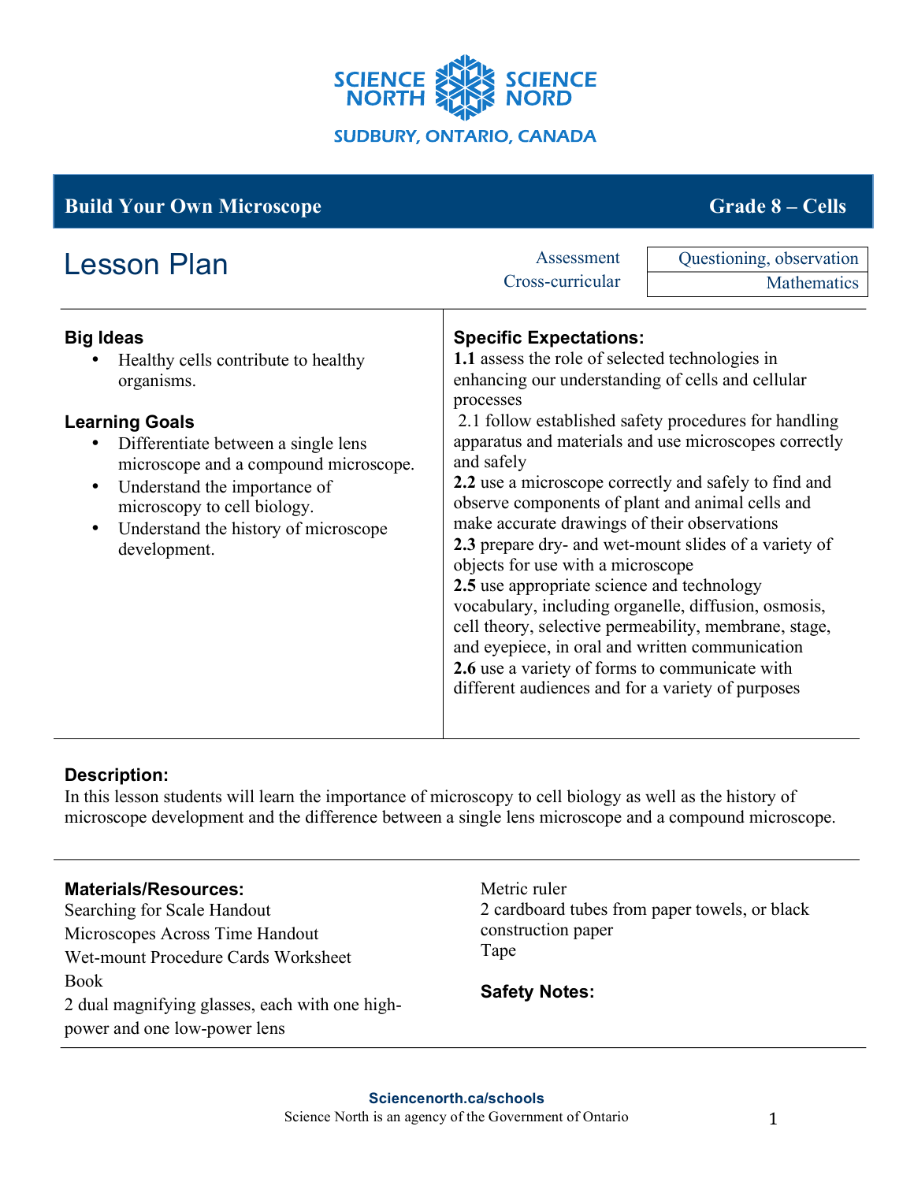SCIENCE NORTH SCIENCE NORD

SUDBURY, ONTARIO, CANADA

## Build Your Own Microscope — Grade 8 – Cells

# Lesson Plan

| | |
|---|---|
| Assessment | Questioning, observation |
| Cross-curricular | Mathematics |

### Big Ideas

- Healthy cells contribute to healthy organisms.

### Learning Goals

- Differentiate between a single lens microscope and a compound microscope.
- Understand the importance of microscopy to cell biology.
- Understand the history of microscope development.

### Specific Expectations:

**1.1** assess the role of selected technologies in enhancing our understanding of cells and cellular processes

2.1 follow established safety procedures for handling apparatus and materials and use microscopes correctly and safely

**2.2** use a microscope correctly and safely to find and observe components of plant and animal cells and make accurate drawings of their observations

**2.3** prepare dry- and wet-mount slides of a variety of objects for use with a microscope

**2.5** use appropriate science and technology vocabulary, including organelle, diffusion, osmosis, cell theory, selective permeability, membrane, stage, and eyepiece, in oral and written communication

**2.6** use a variety of forms to communicate with different audiences and for a variety of purposes

### Description:

In this lesson students will learn the importance of microscopy to cell biology as well as the history of microscope development and the difference between a single lens microscope and a compound microscope.

### Materials/Resources:

Searching for Scale Handout
Microscopes Across Time Handout
Wet-mount Procedure Cards Worksheet
Book
2 dual magnifying glasses, each with one high-power and one low-power lens
Metric ruler
2 cardboard tubes from paper towels, or black construction paper
Tape

### Safety Notes: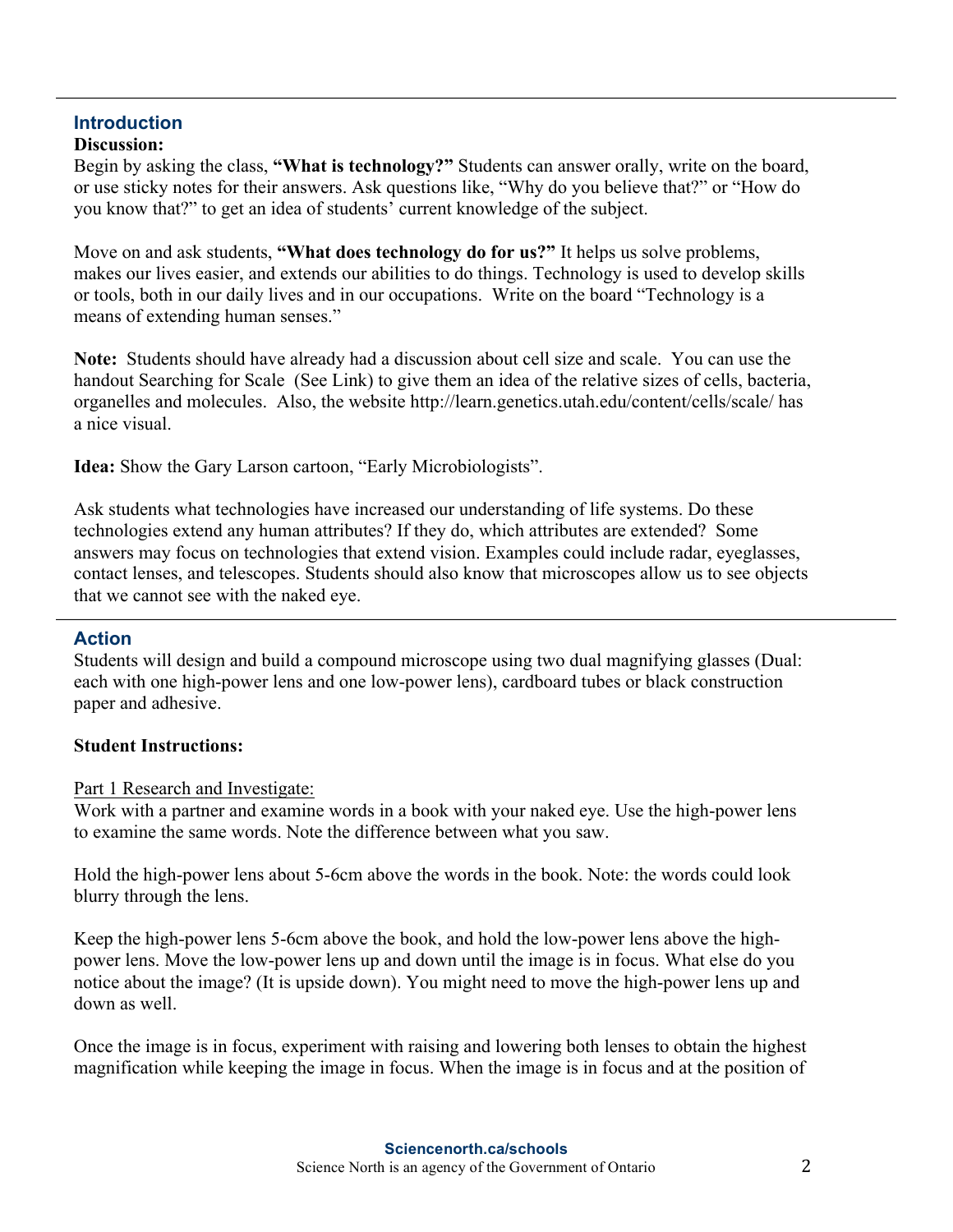## Introduction

**Discussion:**

Begin by asking the class, **"What is technology?"** Students can answer orally, write on the board, or use sticky notes for their answers. Ask questions like, "Why do you believe that?" or "How do you know that?" to get an idea of students' current knowledge of the subject.

Move on and ask students, **"What does technology do for us?"** It helps us solve problems, makes our lives easier, and extends our abilities to do things. Technology is used to develop skills or tools, both in our daily lives and in our occupations. Write on the board "Technology is a means of extending human senses."

**Note:** Students should have already had a discussion about cell size and scale. You can use the handout Searching for Scale (See Link) to give them an idea of the relative sizes of cells, bacteria, organelles and molecules. Also, the website http://learn.genetics.utah.edu/content/cells/scale/ has a nice visual.

**Idea:** Show the Gary Larson cartoon, "Early Microbiologists".

Ask students what technologies have increased our understanding of life systems. Do these technologies extend any human attributes? If they do, which attributes are extended? Some answers may focus on technologies that extend vision. Examples could include radar, eyeglasses, contact lenses, and telescopes. Students should also know that microscopes allow us to see objects that we cannot see with the naked eye.

## Action

Students will design and build a compound microscope using two dual magnifying glasses (Dual: each with one high-power lens and one low-power lens), cardboard tubes or black construction paper and adhesive.

**Student Instructions:**

<u>Part 1 Research and Investigate:</u>

Work with a partner and examine words in a book with your naked eye. Use the high-power lens to examine the same words. Note the difference between what you saw.

Hold the high-power lens about 5-6cm above the words in the book. Note: the words could look blurry through the lens.

Keep the high-power lens 5-6cm above the book, and hold the low-power lens above the high-power lens. Move the low-power lens up and down until the image is in focus. What else do you notice about the image? (It is upside down). You might need to move the high-power lens up and down as well.

Once the image is in focus, experiment with raising and lowering both lenses to obtain the highest magnification while keeping the image in focus. When the image is in focus and at the position of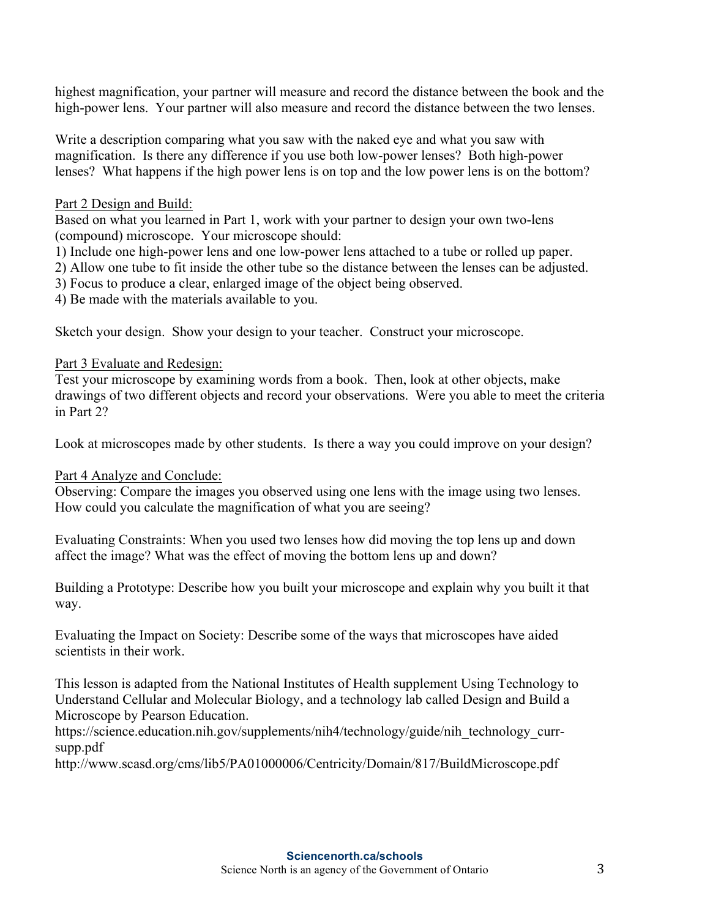highest magnification, your partner will measure and record the distance between the book and the high-power lens. Your partner will also measure and record the distance between the two lenses.

Write a description comparing what you saw with the naked eye and what you saw with magnification. Is there any difference if you use both low-power lenses? Both high-power lenses? What happens if the high power lens is on top and the low power lens is on the bottom?

Part 2 Design and Build:

Based on what you learned in Part 1, work with your partner to design your own two-lens (compound) microscope. Your microscope should:

1) Include one high-power lens and one low-power lens attached to a tube or rolled up paper.
2) Allow one tube to fit inside the other tube so the distance between the lenses can be adjusted.
3) Focus to produce a clear, enlarged image of the object being observed.
4) Be made with the materials available to you.

Sketch your design. Show your design to your teacher. Construct your microscope.

Part 3 Evaluate and Redesign:

Test your microscope by examining words from a book. Then, look at other objects, make drawings of two different objects and record your observations. Were you able to meet the criteria in Part 2?

Look at microscopes made by other students. Is there a way you could improve on your design?

Part 4 Analyze and Conclude:

Observing: Compare the images you observed using one lens with the image using two lenses. How could you calculate the magnification of what you are seeing?

Evaluating Constraints: When you used two lenses how did moving the top lens up and down affect the image? What was the effect of moving the bottom lens up and down?

Building a Prototype: Describe how you built your microscope and explain why you built it that way.

Evaluating the Impact on Society: Describe some of the ways that microscopes have aided scientists in their work.

This lesson is adapted from the National Institutes of Health supplement Using Technology to Understand Cellular and Molecular Biology, and a technology lab called Design and Build a Microscope by Pearson Education.
https://science.education.nih.gov/supplements/nih4/technology/guide/nih_technology_curr-supp.pdf
http://www.scasd.org/cms/lib5/PA01000006/Centricity/Domain/817/BuildMicroscope.pdf

**Sciencenorth.ca/schools**
Science North is an agency of the Government of Ontario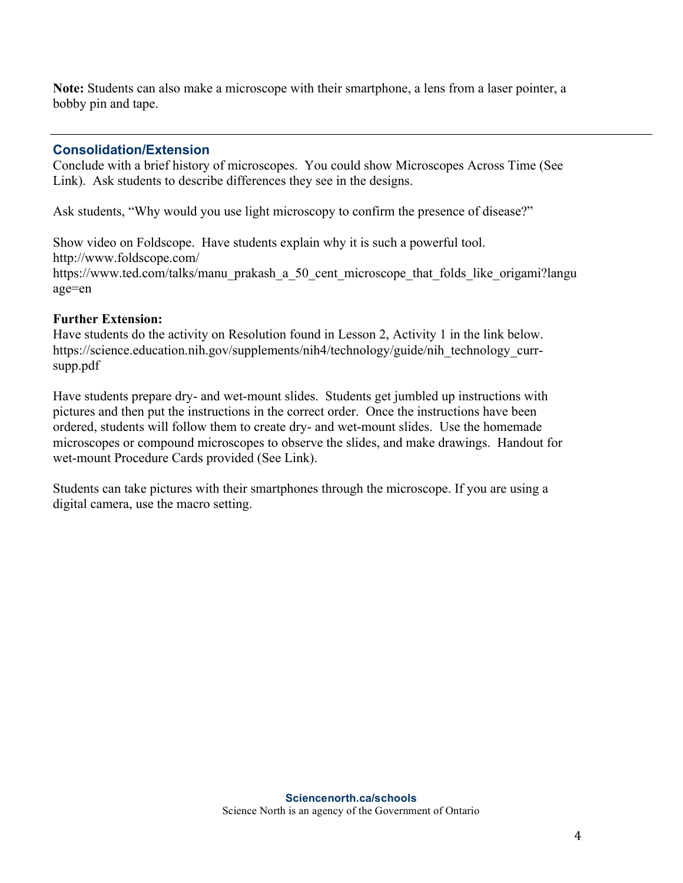**Note:** Students can also make a microscope with their smartphone, a lens from a laser pointer, a bobby pin and tape.

---

## Consolidation/Extension

Conclude with a brief history of microscopes. You could show Microscopes Across Time (See Link). Ask students to describe differences they see in the designs.

Ask students, “Why would you use light microscopy to confirm the presence of disease?”

Show video on Foldscope. Have students explain why it is such a powerful tool.
http://www.foldscope.com/
https://www.ted.com/talks/manu_prakash_a_50_cent_microscope_that_folds_like_origami?language=en

**Further Extension:**
Have students do the activity on Resolution found in Lesson 2, Activity 1 in the link below.
https://science.education.nih.gov/supplements/nih4/technology/guide/nih_technology_curr-supp.pdf

Have students prepare dry- and wet-mount slides. Students get jumbled up instructions with pictures and then put the instructions in the correct order. Once the instructions have been ordered, students will follow them to create dry- and wet-mount slides. Use the homemade microscopes or compound microscopes to observe the slides, and make drawings. Handout for wet-mount Procedure Cards provided (See Link).

Students can take pictures with their smartphones through the microscope. If you are using a digital camera, use the macro setting.